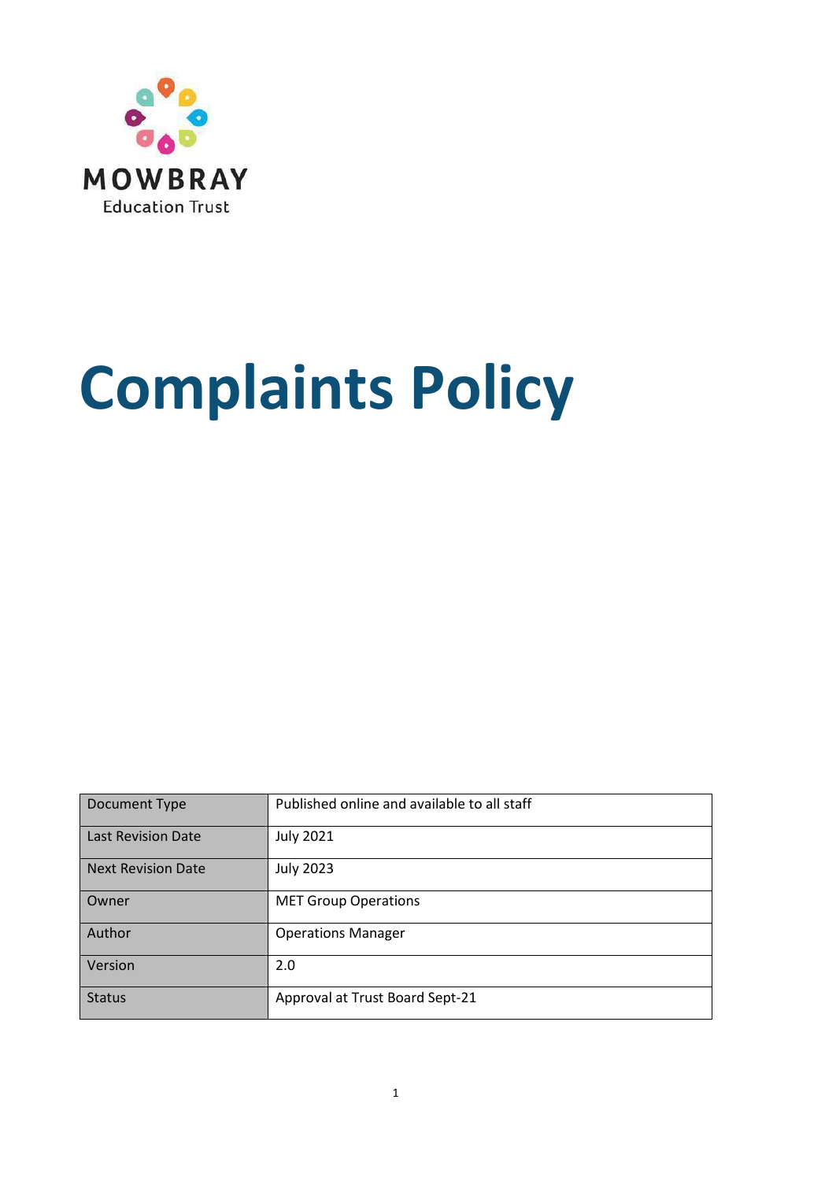MOWBRAY
Education Trust

# Complaints Policy

| Document Type | Published online and available to all staff |
|---|---|
| Last Revision Date | July 2021 |
| Next Revision Date | July 2023 |
| Owner | MET Group Operations |
| Author | Operations Manager |
| Version | 2.0 |
| Status | Approval at Trust Board Sept-21 |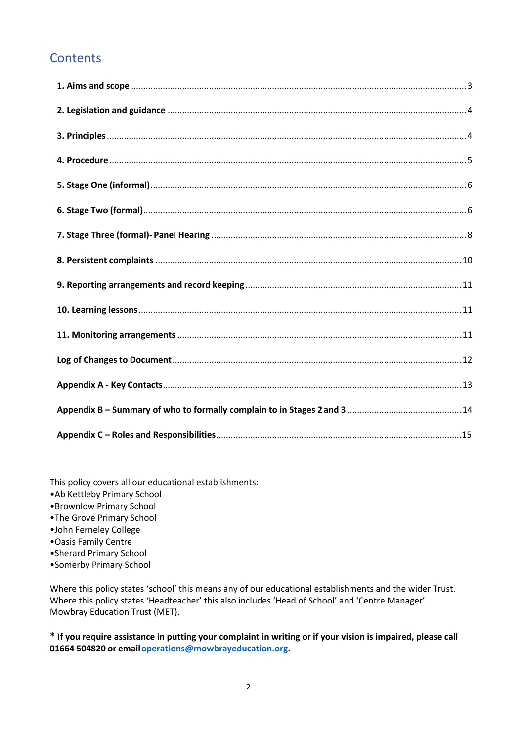## Contents

**1. Aims and scope** ........................................ 3

**2. Legislation and guidance** ........................................ 4

**3. Principles** ........................................ 4

**4. Procedure** ........................................ 5

**5. Stage One (informal)** ........................................ 6

**6. Stage Two (formal)** ........................................ 6

**7. Stage Three (formal)- Panel Hearing** ........................................ 8

**8. Persistent complaints** ........................................ 10

**9. Reporting arrangements and record keeping** ........................................ 11

**10. Learning lessons** ........................................ 11

**11. Monitoring arrangements** ........................................ 11

**Log of Changes to Document** ........................................ 12

**Appendix A - Key Contacts** ........................................ 13

**Appendix B – Summary of who to formally complain to in Stages 2 and 3** ........................................ 14

**Appendix C – Roles and Responsibilities** ........................................ 15

This policy covers all our educational establishments:

- Ab Kettleby Primary School
- Brownlow Primary School
- The Grove Primary School
- John Ferneley College
- Oasis Family Centre
- Sherard Primary School
- Somerby Primary School

Where this policy states 'school' this means any of our educational establishments and the wider Trust. Where this policy states 'Headteacher' this also includes 'Head of School' and 'Centre Manager'. Mowbray Education Trust (MET).

**\* If you require assistance in putting your complaint in writing or if your vision is impaired, please call 01664 504820 or email operations@mowbrayeducation.org.**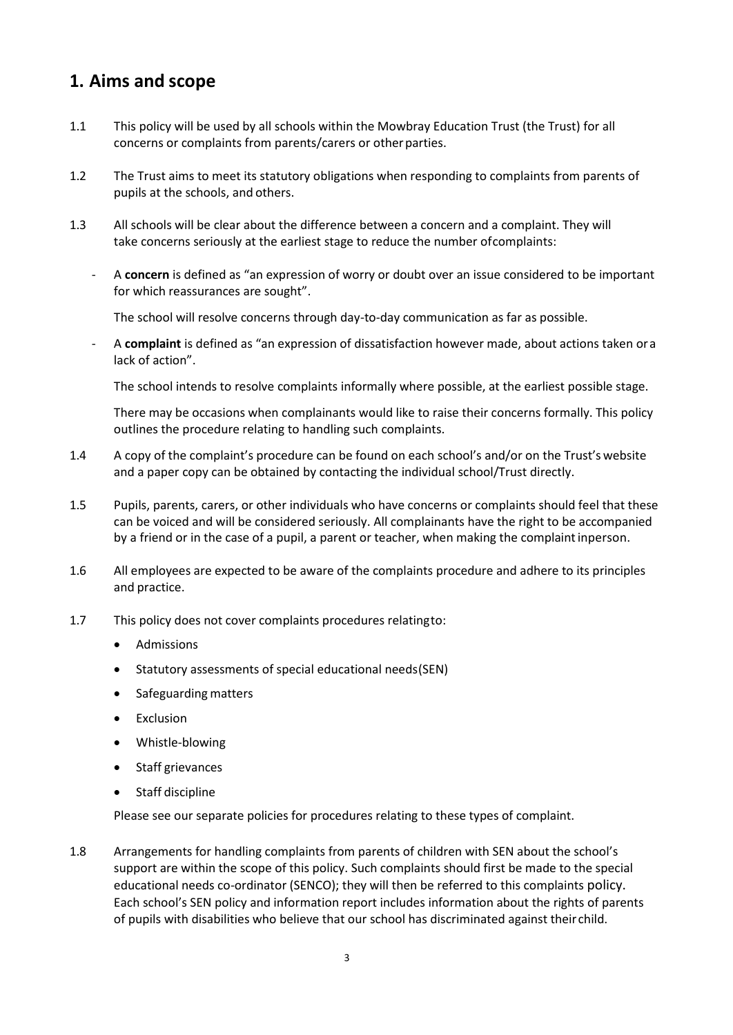## 1. Aims and scope

1.1 This policy will be used by all schools within the Mowbray Education Trust (the Trust) for all concerns or complaints from parents/carers or other parties.

1.2 The Trust aims to meet its statutory obligations when responding to complaints from parents of pupils at the schools, and others.

1.3 All schools will be clear about the difference between a concern and a complaint. They will take concerns seriously at the earliest stage to reduce the number of complaints:

- A **concern** is defined as "an expression of worry or doubt over an issue considered to be important for which reassurances are sought".

  The school will resolve concerns through day-to-day communication as far as possible.

- A **complaint** is defined as "an expression of dissatisfaction however made, about actions taken or a lack of action".

  The school intends to resolve complaints informally where possible, at the earliest possible stage.

  There may be occasions when complainants would like to raise their concerns formally. This policy outlines the procedure relating to handling such complaints.

1.4 A copy of the complaint's procedure can be found on each school's and/or on the Trust's website and a paper copy can be obtained by contacting the individual school/Trust directly.

1.5 Pupils, parents, carers, or other individuals who have concerns or complaints should feel that these can be voiced and will be considered seriously. All complainants have the right to be accompanied by a friend or in the case of a pupil, a parent or teacher, when making the complaint in person.

1.6 All employees are expected to be aware of the complaints procedure and adhere to its principles and practice.

1.7 This policy does not cover complaints procedures relating to:

- Admissions
- Statutory assessments of special educational needs (SEN)
- Safeguarding matters
- Exclusion
- Whistle-blowing
- Staff grievances
- Staff discipline

Please see our separate policies for procedures relating to these types of complaint.

1.8 Arrangements for handling complaints from parents of children with SEN about the school's support are within the scope of this policy. Such complaints should first be made to the special educational needs co-ordinator (SENCO); they will then be referred to this complaints policy. Each school's SEN policy and information report includes information about the rights of parents of pupils with disabilities who believe that our school has discriminated against their child.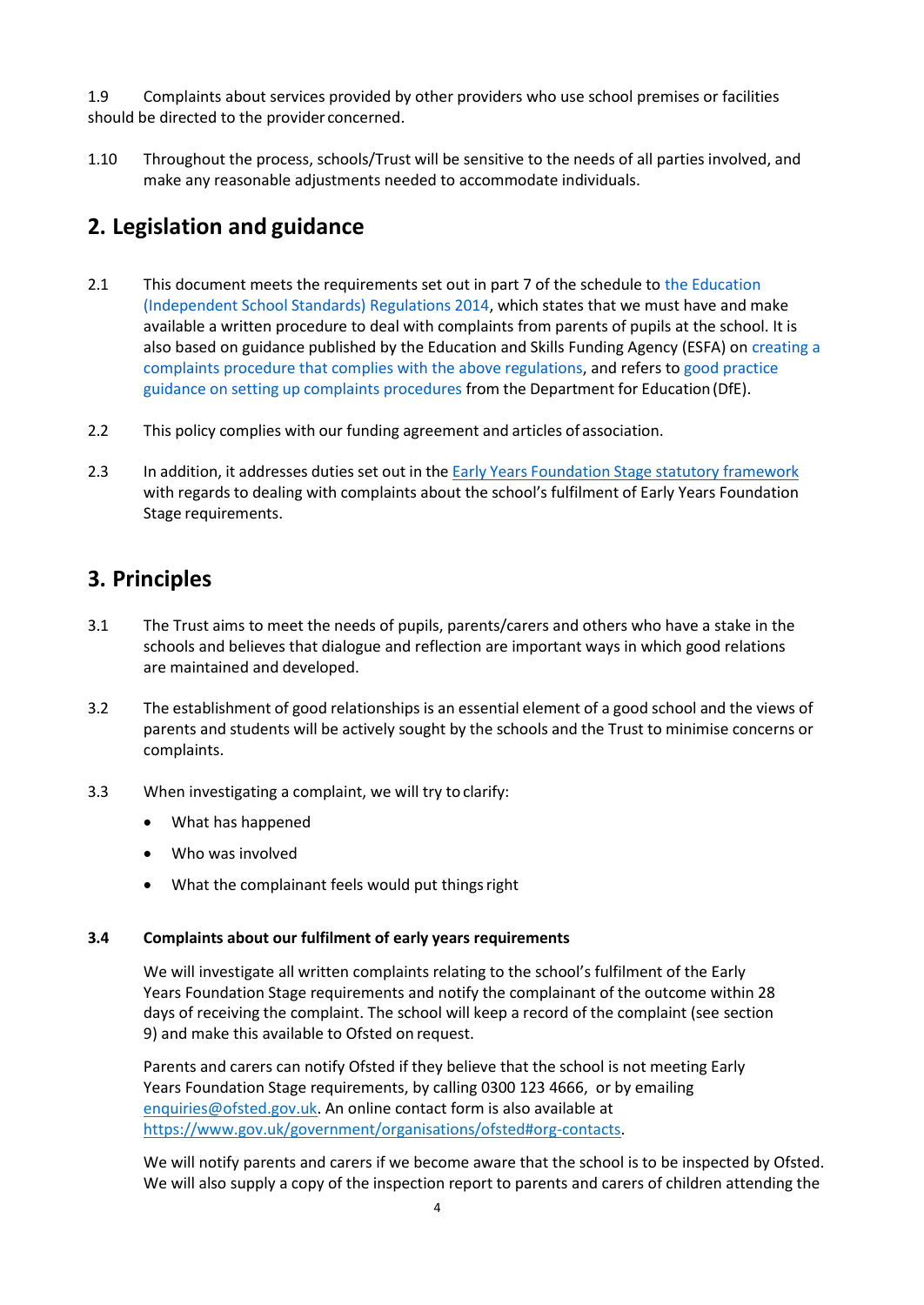1.9 Complaints about services provided by other providers who use school premises or facilities should be directed to the provider concerned.

1.10 Throughout the process, schools/Trust will be sensitive to the needs of all parties involved, and make any reasonable adjustments needed to accommodate individuals.

## 2. Legislation and guidance

2.1 This document meets the requirements set out in part 7 of the schedule to the Education (Independent School Standards) Regulations 2014, which states that we must have and make available a written procedure to deal with complaints from parents of pupils at the school. It is also based on guidance published by the Education and Skills Funding Agency (ESFA) on creating a complaints procedure that complies with the above regulations, and refers to good practice guidance on setting up complaints procedures from the Department for Education (DfE).

2.2 This policy complies with our funding agreement and articles of association.

2.3 In addition, it addresses duties set out in the Early Years Foundation Stage statutory framework with regards to dealing with complaints about the school's fulfilment of Early Years Foundation Stage requirements.

## 3. Principles

3.1 The Trust aims to meet the needs of pupils, parents/carers and others who have a stake in the schools and believes that dialogue and reflection are important ways in which good relations are maintained and developed.

3.2 The establishment of good relationships is an essential element of a good school and the views of parents and students will be actively sought by the schools and the Trust to minimise concerns or complaints.

3.3 When investigating a complaint, we will try to clarify:

- What has happened
- Who was involved
- What the complainant feels would put things right

**3.4 Complaints about our fulfilment of early years requirements**

We will investigate all written complaints relating to the school's fulfilment of the Early Years Foundation Stage requirements and notify the complainant of the outcome within 28 days of receiving the complaint. The school will keep a record of the complaint (see section 9) and make this available to Ofsted on request.

Parents and carers can notify Ofsted if they believe that the school is not meeting Early Years Foundation Stage requirements, by calling 0300 123 4666, or by emailing enquiries@ofsted.gov.uk. An online contact form is also available at https://www.gov.uk/government/organisations/ofsted#org-contacts.

We will notify parents and carers if we become aware that the school is to be inspected by Ofsted. We will also supply a copy of the inspection report to parents and carers of children attending the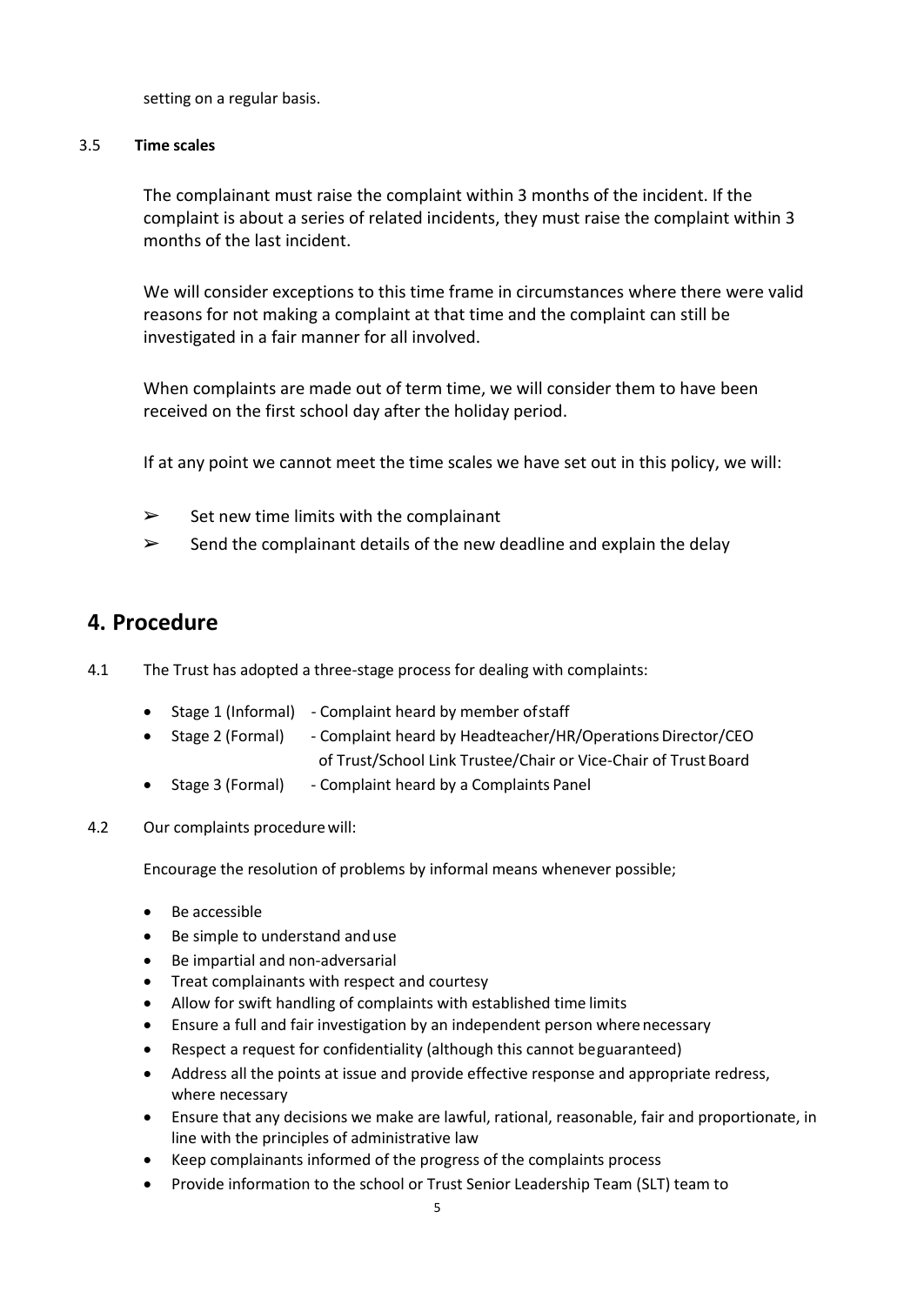setting on a regular basis.

### 3.5 Time scales

The complainant must raise the complaint within 3 months of the incident. If the complaint is about a series of related incidents, they must raise the complaint within 3 months of the last incident.

We will consider exceptions to this time frame in circumstances where there were valid reasons for not making a complaint at that time and the complaint can still be investigated in a fair manner for all involved.

When complaints are made out of term time, we will consider them to have been received on the first school day after the holiday period.

If at any point we cannot meet the time scales we have set out in this policy, we will:

- ➢ Set new time limits with the complainant
- ➢ Send the complainant details of the new deadline and explain the delay

## 4. Procedure

4.1 The Trust has adopted a three-stage process for dealing with complaints:

- Stage 1 (Informal) - Complaint heard by member of staff
- Stage 2 (Formal) - Complaint heard by Headteacher/HR/Operations Director/CEO of Trust/School Link Trustee/Chair or Vice-Chair of Trust Board
- Stage 3 (Formal) - Complaint heard by a Complaints Panel

4.2 Our complaints procedure will:

Encourage the resolution of problems by informal means whenever possible;

- Be accessible
- Be simple to understand and use
- Be impartial and non-adversarial
- Treat complainants with respect and courtesy
- Allow for swift handling of complaints with established time limits
- Ensure a full and fair investigation by an independent person where necessary
- Respect a request for confidentiality (although this cannot be guaranteed)
- Address all the points at issue and provide effective response and appropriate redress, where necessary
- Ensure that any decisions we make are lawful, rational, reasonable, fair and proportionate, in line with the principles of administrative law
- Keep complainants informed of the progress of the complaints process
- Provide information to the school or Trust Senior Leadership Team (SLT) team to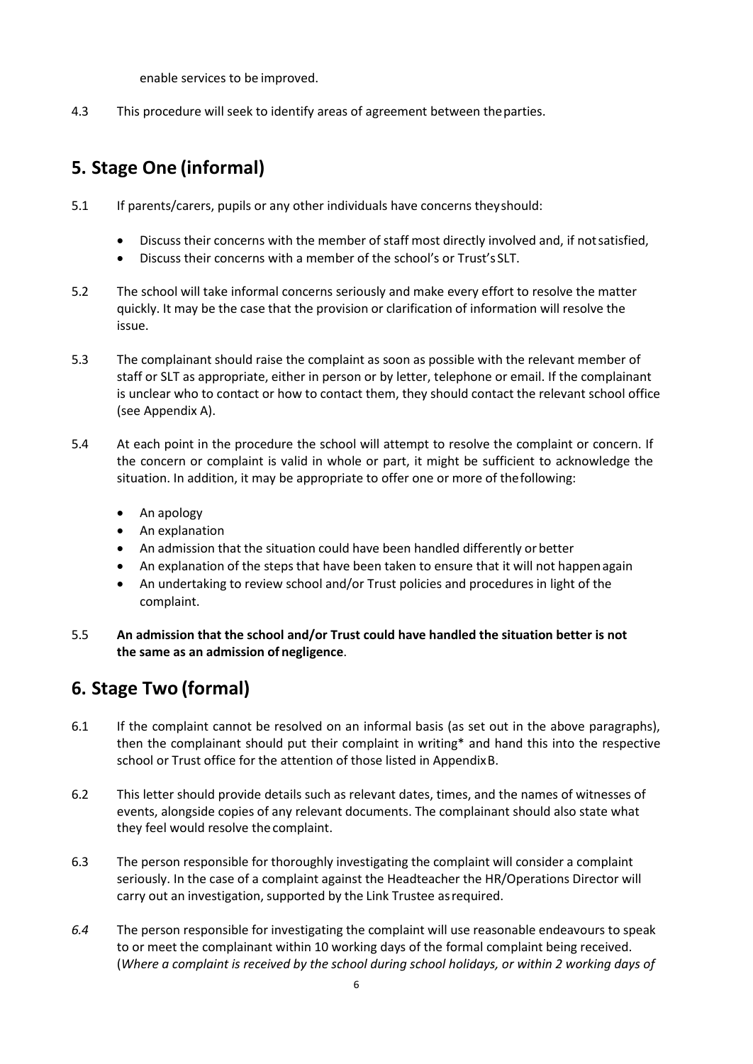enable services to be improved.

4.3 This procedure will seek to identify areas of agreement between the parties.

## 5. Stage One (informal)

5.1 If parents/carers, pupils or any other individuals have concerns they should:

- Discuss their concerns with the member of staff most directly involved and, if not satisfied,
- Discuss their concerns with a member of the school's or Trust's SLT.

5.2 The school will take informal concerns seriously and make every effort to resolve the matter quickly. It may be the case that the provision or clarification of information will resolve the issue.

5.3 The complainant should raise the complaint as soon as possible with the relevant member of staff or SLT as appropriate, either in person or by letter, telephone or email. If the complainant is unclear who to contact or how to contact them, they should contact the relevant school office (see Appendix A).

5.4 At each point in the procedure the school will attempt to resolve the complaint or concern. If the concern or complaint is valid in whole or part, it might be sufficient to acknowledge the situation. In addition, it may be appropriate to offer one or more of the following:

- An apology
- An explanation
- An admission that the situation could have been handled differently or better
- An explanation of the steps that have been taken to ensure that it will not happen again
- An undertaking to review school and/or Trust policies and procedures in light of the complaint.

5.5 **An admission that the school and/or Trust could have handled the situation better is not the same as an admission of negligence**.

## 6. Stage Two (formal)

6.1 If the complaint cannot be resolved on an informal basis (as set out in the above paragraphs), then the complainant should put their complaint in writing* and hand this into the respective school or Trust office for the attention of those listed in Appendix B.

6.2 This letter should provide details such as relevant dates, times, and the names of witnesses of events, alongside copies of any relevant documents. The complainant should also state what they feel would resolve the complaint.

6.3 The person responsible for thoroughly investigating the complaint will consider a complaint seriously. In the case of a complaint against the Headteacher the HR/Operations Director will carry out an investigation, supported by the Link Trustee as required.

*6.4* The person responsible for investigating the complaint will use reasonable endeavours to speak to or meet the complainant within 10 working days of the formal complaint being received. (*Where a complaint is received by the school during school holidays, or within 2 working days of*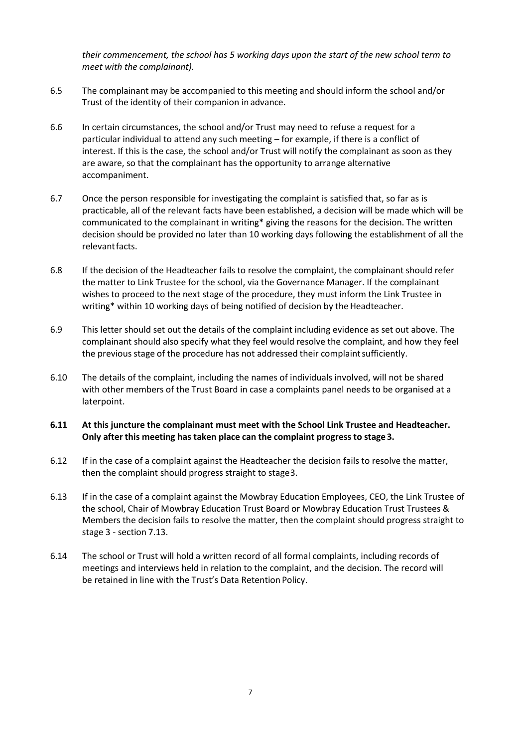*their commencement, the school has 5 working days upon the start of the new school term to meet with the complainant).*

6.5 The complainant may be accompanied to this meeting and should inform the school and/or Trust of the identity of their companion in advance.

6.6 In certain circumstances, the school and/or Trust may need to refuse a request for a particular individual to attend any such meeting – for example, if there is a conflict of interest. If this is the case, the school and/or Trust will notify the complainant as soon as they are aware, so that the complainant has the opportunity to arrange alternative accompaniment.

6.7 Once the person responsible for investigating the complaint is satisfied that, so far as is practicable, all of the relevant facts have been established, a decision will be made which will be communicated to the complainant in writing* giving the reasons for the decision. The written decision should be provided no later than 10 working days following the establishment of all the relevant facts.

6.8 If the decision of the Headteacher fails to resolve the complaint, the complainant should refer the matter to Link Trustee for the school, via the Governance Manager. If the complainant wishes to proceed to the next stage of the procedure, they must inform the Link Trustee in writing* within 10 working days of being notified of decision by the Headteacher.

6.9 This letter should set out the details of the complaint including evidence as set out above. The complainant should also specify what they feel would resolve the complaint, and how they feel the previous stage of the procedure has not addressed their complaint sufficiently.

6.10 The details of the complaint, including the names of individuals involved, will not be shared with other members of the Trust Board in case a complaints panel needs to be organised at a later point.

**6.11 At this juncture the complainant must meet with the School Link Trustee and Headteacher. Only after this meeting has taken place can the complaint progress to stage 3.**

6.12 If in the case of a complaint against the Headteacher the decision fails to resolve the matter, then the complaint should progress straight to stage 3.

6.13 If in the case of a complaint against the Mowbray Education Employees, CEO, the Link Trustee of the school, Chair of Mowbray Education Trust Board or Mowbray Education Trust Trustees & Members the decision fails to resolve the matter, then the complaint should progress straight to stage 3 - section 7.13.

6.14 The school or Trust will hold a written record of all formal complaints, including records of meetings and interviews held in relation to the complaint, and the decision. The record will be retained in line with the Trust's Data Retention Policy.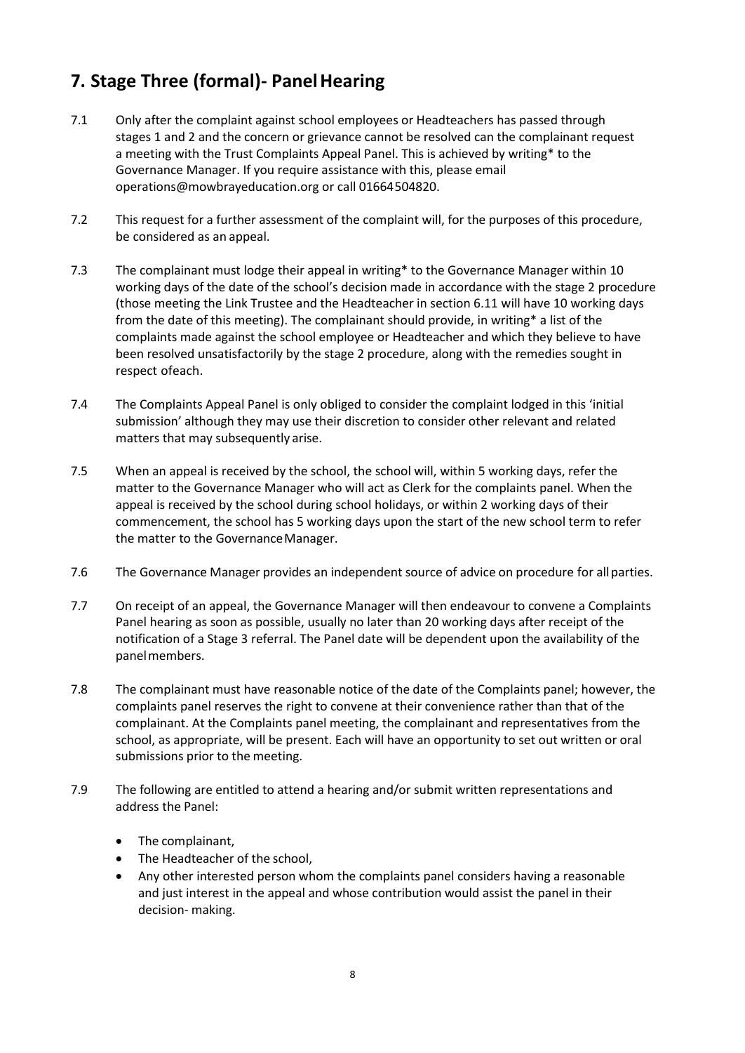## 7. Stage Three (formal)- Panel Hearing

7.1 Only after the complaint against school employees or Headteachers has passed through stages 1 and 2 and the concern or grievance cannot be resolved can the complainant request a meeting with the Trust Complaints Appeal Panel. This is achieved by writing* to the Governance Manager. If you require assistance with this, please email operations@mowbrayeducation.org or call 01664504820.

7.2 This request for a further assessment of the complaint will, for the purposes of this procedure, be considered as an appeal.

7.3 The complainant must lodge their appeal in writing* to the Governance Manager within 10 working days of the date of the school's decision made in accordance with the stage 2 procedure (those meeting the Link Trustee and the Headteacher in section 6.11 will have 10 working days from the date of this meeting). The complainant should provide, in writing* a list of the complaints made against the school employee or Headteacher and which they believe to have been resolved unsatisfactorily by the stage 2 procedure, along with the remedies sought in respect ofeach.

7.4 The Complaints Appeal Panel is only obliged to consider the complaint lodged in this 'initial submission' although they may use their discretion to consider other relevant and related matters that may subsequently arise.

7.5 When an appeal is received by the school, the school will, within 5 working days, refer the matter to the Governance Manager who will act as Clerk for the complaints panel. When the appeal is received by the school during school holidays, or within 2 working days of their commencement, the school has 5 working days upon the start of the new school term to refer the matter to the Governance Manager.

7.6 The Governance Manager provides an independent source of advice on procedure for all parties.

7.7 On receipt of an appeal, the Governance Manager will then endeavour to convene a Complaints Panel hearing as soon as possible, usually no later than 20 working days after receipt of the notification of a Stage 3 referral. The Panel date will be dependent upon the availability of the panel members.

7.8 The complainant must have reasonable notice of the date of the Complaints panel; however, the complaints panel reserves the right to convene at their convenience rather than that of the complainant. At the Complaints panel meeting, the complainant and representatives from the school, as appropriate, will be present. Each will have an opportunity to set out written or oral submissions prior to the meeting.

7.9 The following are entitled to attend a hearing and/or submit written representations and address the Panel:

- The complainant,
- The Headteacher of the school,
- Any other interested person whom the complaints panel considers having a reasonable and just interest in the appeal and whose contribution would assist the panel in their decision- making.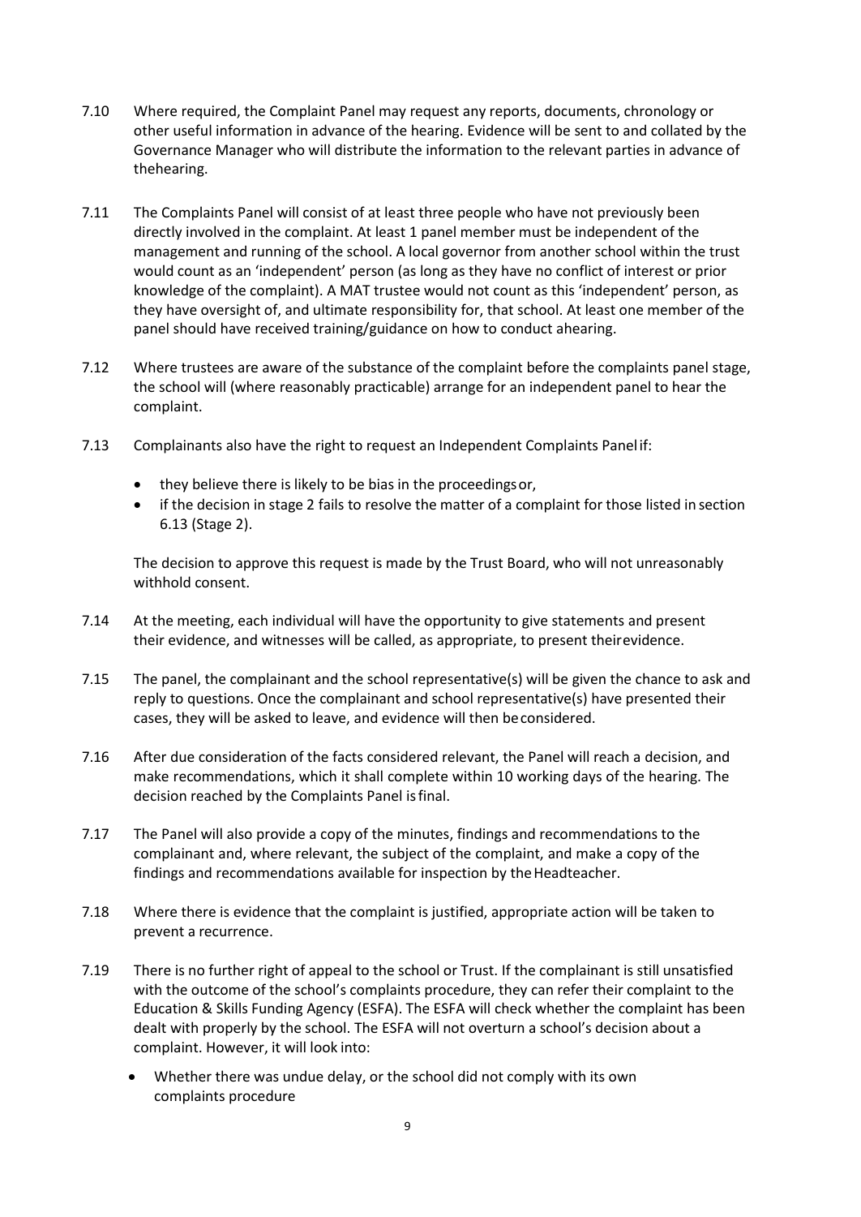7.10 Where required, the Complaint Panel may request any reports, documents, chronology or other useful information in advance of the hearing. Evidence will be sent to and collated by the Governance Manager who will distribute the information to the relevant parties in advance of thehearing.

7.11 The Complaints Panel will consist of at least three people who have not previously been directly involved in the complaint. At least 1 panel member must be independent of the management and running of the school. A local governor from another school within the trust would count as an 'independent' person (as long as they have no conflict of interest or prior knowledge of the complaint). A MAT trustee would not count as this 'independent' person, as they have oversight of, and ultimate responsibility for, that school. At least one member of the panel should have received training/guidance on how to conduct ahearing.

7.12 Where trustees are aware of the substance of the complaint before the complaints panel stage, the school will (where reasonably practicable) arrange for an independent panel to hear the complaint.

7.13 Complainants also have the right to request an Independent Complaints Panelif:

- they believe there is likely to be bias in the proceedingsor,
- if the decision in stage 2 fails to resolve the matter of a complaint for those listed in section 6.13 (Stage 2).

The decision to approve this request is made by the Trust Board, who will not unreasonably withhold consent.

7.14 At the meeting, each individual will have the opportunity to give statements and present their evidence, and witnesses will be called, as appropriate, to present theirevidence.

7.15 The panel, the complainant and the school representative(s) will be given the chance to ask and reply to questions. Once the complainant and school representative(s) have presented their cases, they will be asked to leave, and evidence will then beconsidered.

7.16 After due consideration of the facts considered relevant, the Panel will reach a decision, and make recommendations, which it shall complete within 10 working days of the hearing. The decision reached by the Complaints Panel isfinal.

7.17 The Panel will also provide a copy of the minutes, findings and recommendations to the complainant and, where relevant, the subject of the complaint, and make a copy of the findings and recommendations available for inspection by theHeadteacher.

7.18 Where there is evidence that the complaint is justified, appropriate action will be taken to prevent a recurrence.

7.19 There is no further right of appeal to the school or Trust. If the complainant is still unsatisfied with the outcome of the school's complaints procedure, they can refer their complaint to the Education & Skills Funding Agency (ESFA). The ESFA will check whether the complaint has been dealt with properly by the school. The ESFA will not overturn a school's decision about a complaint. However, it will look into:

- Whether there was undue delay, or the school did not comply with its own complaints procedure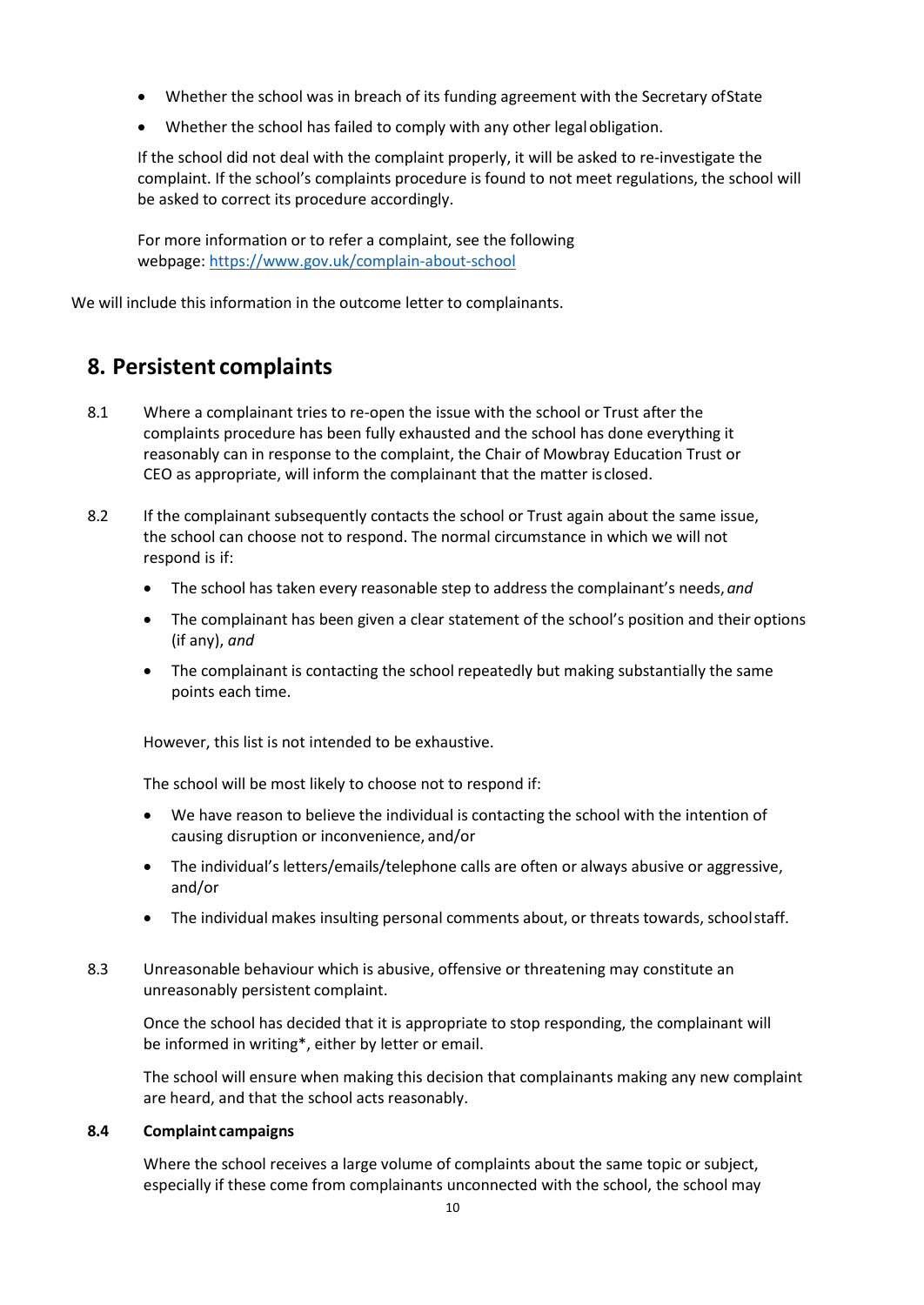- Whether the school was in breach of its funding agreement with the Secretary of State
- Whether the school has failed to comply with any other legal obligation.

If the school did not deal with the complaint properly, it will be asked to re-investigate the complaint. If the school's complaints procedure is found to not meet regulations, the school will be asked to correct its procedure accordingly.

For more information or to refer a complaint, see the following webpage: https://www.gov.uk/complain-about-school

We will include this information in the outcome letter to complainants.

## 8. Persistent complaints

8.1 Where a complainant tries to re-open the issue with the school or Trust after the complaints procedure has been fully exhausted and the school has done everything it reasonably can in response to the complaint, the Chair of Mowbray Education Trust or CEO as appropriate, will inform the complainant that the matter is closed.

8.2 If the complainant subsequently contacts the school or Trust again about the same issue, the school can choose not to respond. The normal circumstance in which we will not respond is if:

- The school has taken every reasonable step to address the complainant's needs, *and*
- The complainant has been given a clear statement of the school's position and their options (if any), *and*
- The complainant is contacting the school repeatedly but making substantially the same points each time.

However, this list is not intended to be exhaustive.

The school will be most likely to choose not to respond if:

- We have reason to believe the individual is contacting the school with the intention of causing disruption or inconvenience, and/or
- The individual's letters/emails/telephone calls are often or always abusive or aggressive, and/or
- The individual makes insulting personal comments about, or threats towards, school staff.

8.3 Unreasonable behaviour which is abusive, offensive or threatening may constitute an unreasonably persistent complaint.

Once the school has decided that it is appropriate to stop responding, the complainant will be informed in writing*, either by letter or email.

The school will ensure when making this decision that complainants making any new complaint are heard, and that the school acts reasonably.

**8.4 Complaint campaigns**

Where the school receives a large volume of complaints about the same topic or subject, especially if these come from complainants unconnected with the school, the school may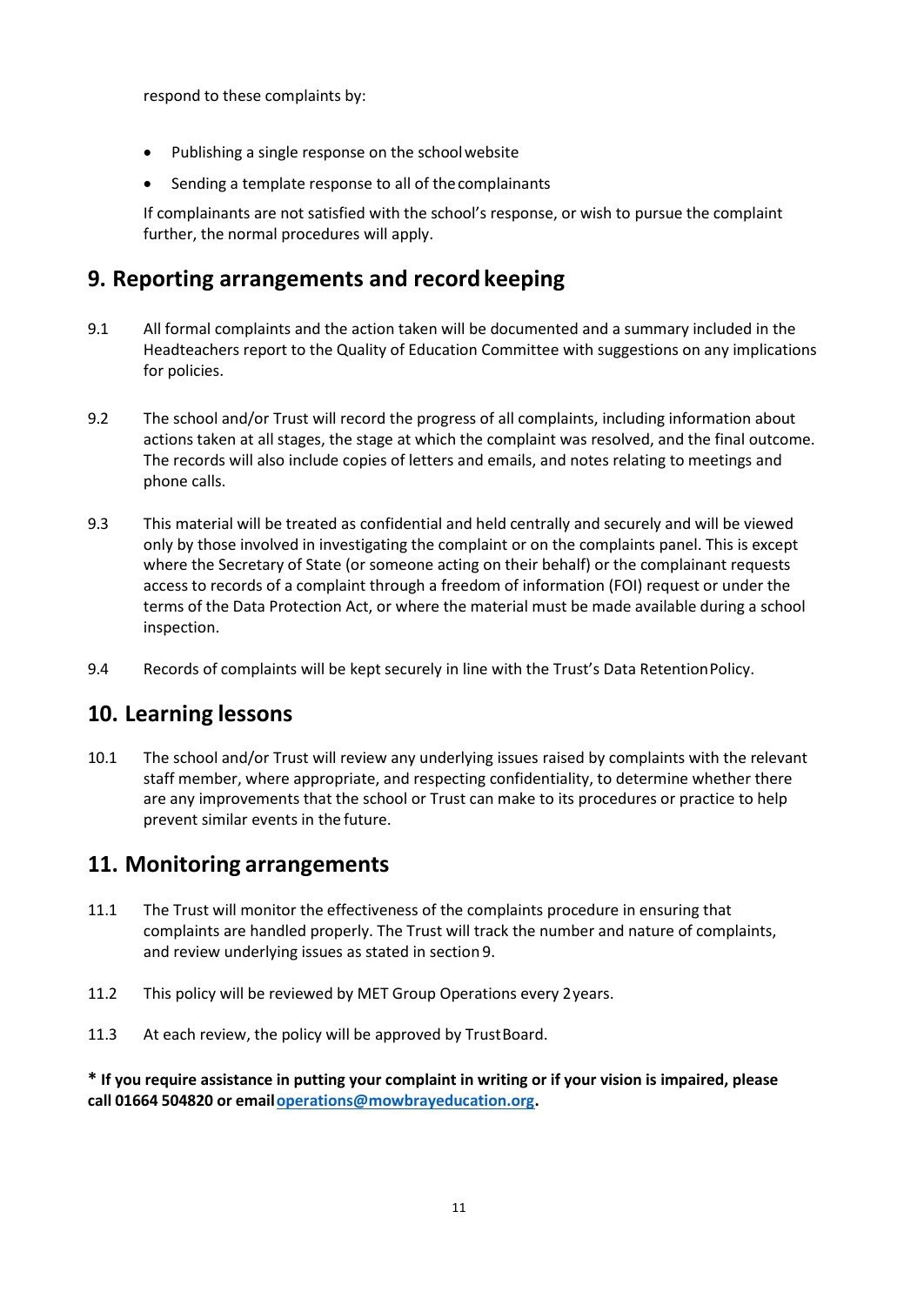respond to these complaints by:

- Publishing a single response on the school website
- Sending a template response to all of the complainants

If complainants are not satisfied with the school's response, or wish to pursue the complaint further, the normal procedures will apply.

## 9. Reporting arrangements and record keeping

9.1 All formal complaints and the action taken will be documented and a summary included in the Headteachers report to the Quality of Education Committee with suggestions on any implications for policies.

9.2 The school and/or Trust will record the progress of all complaints, including information about actions taken at all stages, the stage at which the complaint was resolved, and the final outcome. The records will also include copies of letters and emails, and notes relating to meetings and phone calls.

9.3 This material will be treated as confidential and held centrally and securely and will be viewed only by those involved in investigating the complaint or on the complaints panel. This is except where the Secretary of State (or someone acting on their behalf) or the complainant requests access to records of a complaint through a freedom of information (FOI) request or under the terms of the Data Protection Act, or where the material must be made available during a school inspection.

9.4 Records of complaints will be kept securely in line with the Trust's Data Retention Policy.

## 10. Learning lessons

10.1 The school and/or Trust will review any underlying issues raised by complaints with the relevant staff member, where appropriate, and respecting confidentiality, to determine whether there are any improvements that the school or Trust can make to its procedures or practice to help prevent similar events in the future.

## 11. Monitoring arrangements

11.1 The Trust will monitor the effectiveness of the complaints procedure in ensuring that complaints are handled properly. The Trust will track the number and nature of complaints, and review underlying issues as stated in section 9.

11.2 This policy will be reviewed by MET Group Operations every 2 years.

11.3 At each review, the policy will be approved by Trust Board.

**\* If you require assistance in putting your complaint in writing or if your vision is impaired, please call 01664 504820 or email operations@mowbrayeducation.org.**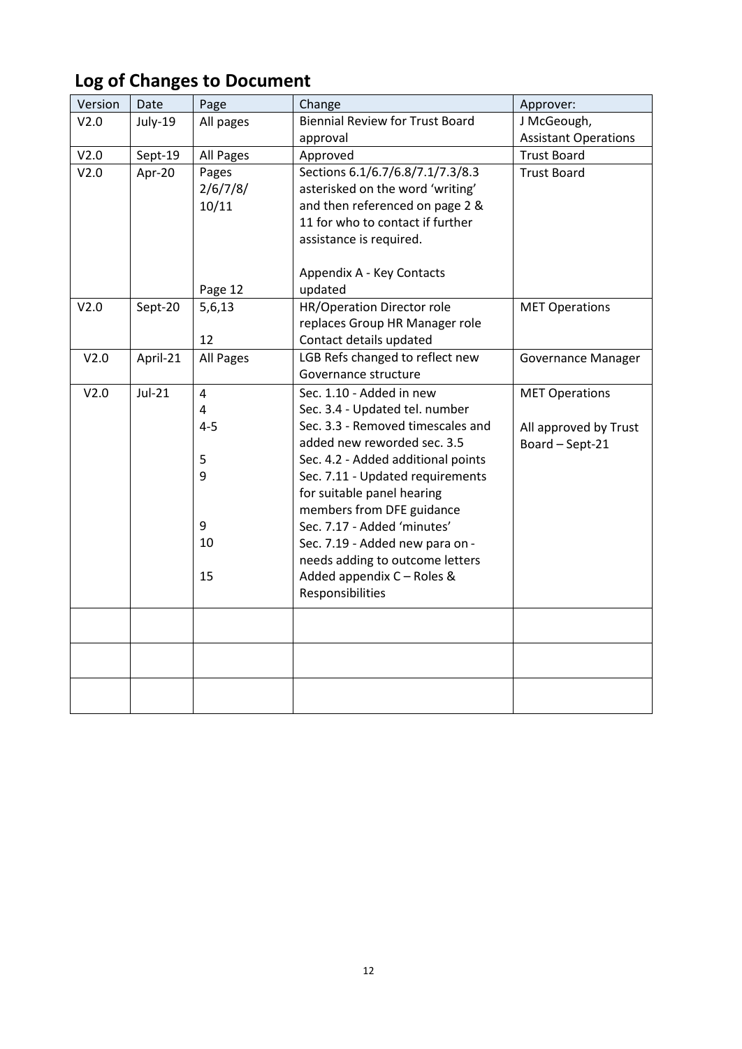## Log of Changes to Document

| Version | Date | Page | Change | Approver: |
|---|---|---|---|---|
| V2.0 | July-19 | All pages | Biennial Review for Trust Board approval | J McGeough, Assistant Operations |
| V2.0 | Sept-19 | All Pages | Approved | Trust Board |
| V2.0 | Apr-20 | Pages 2/6/7/8/ 10/11<br><br>Page 12 | Sections 6.1/6.7/6.8/7.1/7.3/8.3 asterisked on the word 'writing' and then referenced on page 2 & 11 for who to contact if further assistance is required.<br><br>Appendix A - Key Contacts updated | Trust Board |
| V2.0 | Sept-20 | 5,6,13<br><br>12 | HR/Operation Director role replaces Group HR Manager role<br>Contact details updated | MET Operations |
| V2.0 | April-21 | All Pages | LGB Refs changed to reflect new Governance structure | Governance Manager |
| V2.0 | Jul-21 | 4<br>4<br>4-5<br><br>5<br>9<br><br><br>9<br>10<br><br>15 | Sec. 1.10 - Added in new<br>Sec. 3.4 - Updated tel. number<br>Sec. 3.3 - Removed timescales and added new reworded sec. 3.5<br>Sec. 4.2 - Added additional points<br>Sec. 7.11 - Updated requirements for suitable panel hearing members from DFE guidance<br>Sec. 7.17 - Added 'minutes'<br>Sec. 7.19 - Added new para on - needs adding to outcome letters<br>Added appendix C – Roles & Responsibilities | MET Operations<br><br>All approved by Trust Board – Sept-21 |
| | | | | |
| | | | | |
| | | | | |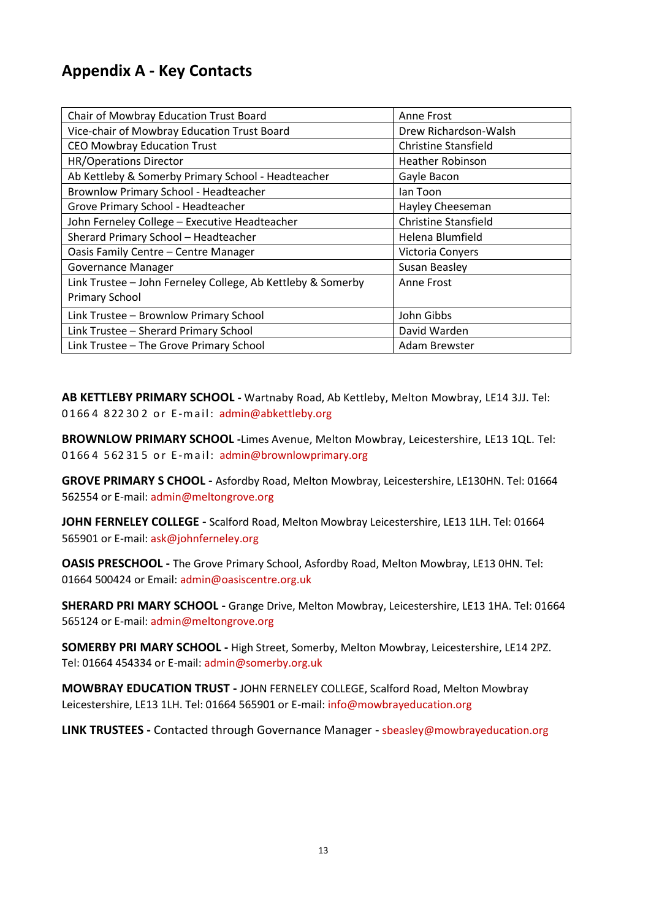## Appendix A - Key Contacts

| | |
|---|---|
| Chair of Mowbray Education Trust Board | Anne Frost |
| Vice-chair of Mowbray Education Trust Board | Drew Richardson-Walsh |
| CEO Mowbray Education Trust | Christine Stansfield |
| HR/Operations Director | Heather Robinson |
| Ab Kettleby & Somerby Primary School - Headteacher | Gayle Bacon |
| Brownlow Primary School - Headteacher | Ian Toon |
| Grove Primary School - Headteacher | Hayley Cheeseman |
| John Ferneley College – Executive Headteacher | Christine Stansfield |
| Sherard Primary School – Headteacher | Helena Blumfield |
| Oasis Family Centre – Centre Manager | Victoria Conyers |
| Governance Manager | Susan Beasley |
| Link Trustee – John Ferneley College, Ab Kettleby & Somerby Primary School | Anne Frost |
| Link Trustee – Brownlow Primary School | John Gibbs |
| Link Trustee – Sherard Primary School | David Warden |
| Link Trustee – The Grove Primary School | Adam Brewster |

**AB KETTLEBY PRIMARY SCHOOL -** Wartnaby Road, Ab Kettleby, Melton Mowbray, LE14 3JJ. Tel: 01664 822302 or E-mail: admin@abkettleby.org

**BROWNLOW PRIMARY SCHOOL -**Limes Avenue, Melton Mowbray, Leicestershire, LE13 1QL. Tel: 01664 562315 or E-mail: admin@brownlowprimary.org

**GROVE PRIMARY S CHOOL -** Asfordby Road, Melton Mowbray, Leicestershire, LE130HN. Tel: 01664 562554 or E-mail: admin@meltongrove.org

**JOHN FERNELEY COLLEGE -** Scalford Road, Melton Mowbray Leicestershire, LE13 1LH. Tel: 01664 565901 or E-mail: ask@johnferneley.org

**OASIS PRESCHOOL -** The Grove Primary School, Asfordby Road, Melton Mowbray, LE13 0HN. Tel: 01664 500424 or Email: admin@oasiscentre.org.uk

**SHERARD PRI MARY SCHOOL -** Grange Drive, Melton Mowbray, Leicestershire, LE13 1HA. Tel: 01664 565124 or E-mail: admin@meltongrove.org

**SOMERBY PRI MARY SCHOOL -** High Street, Somerby, Melton Mowbray, Leicestershire, LE14 2PZ. Tel: 01664 454334 or E-mail: admin@somerby.org.uk

**MOWBRAY EDUCATION TRUST -** JOHN FERNELEY COLLEGE, Scalford Road, Melton Mowbray Leicestershire, LE13 1LH. Tel: 01664 565901 or E-mail: info@mowbrayeducation.org

**LINK TRUSTEES -** Contacted through Governance Manager - sbeasley@mowbrayeducation.org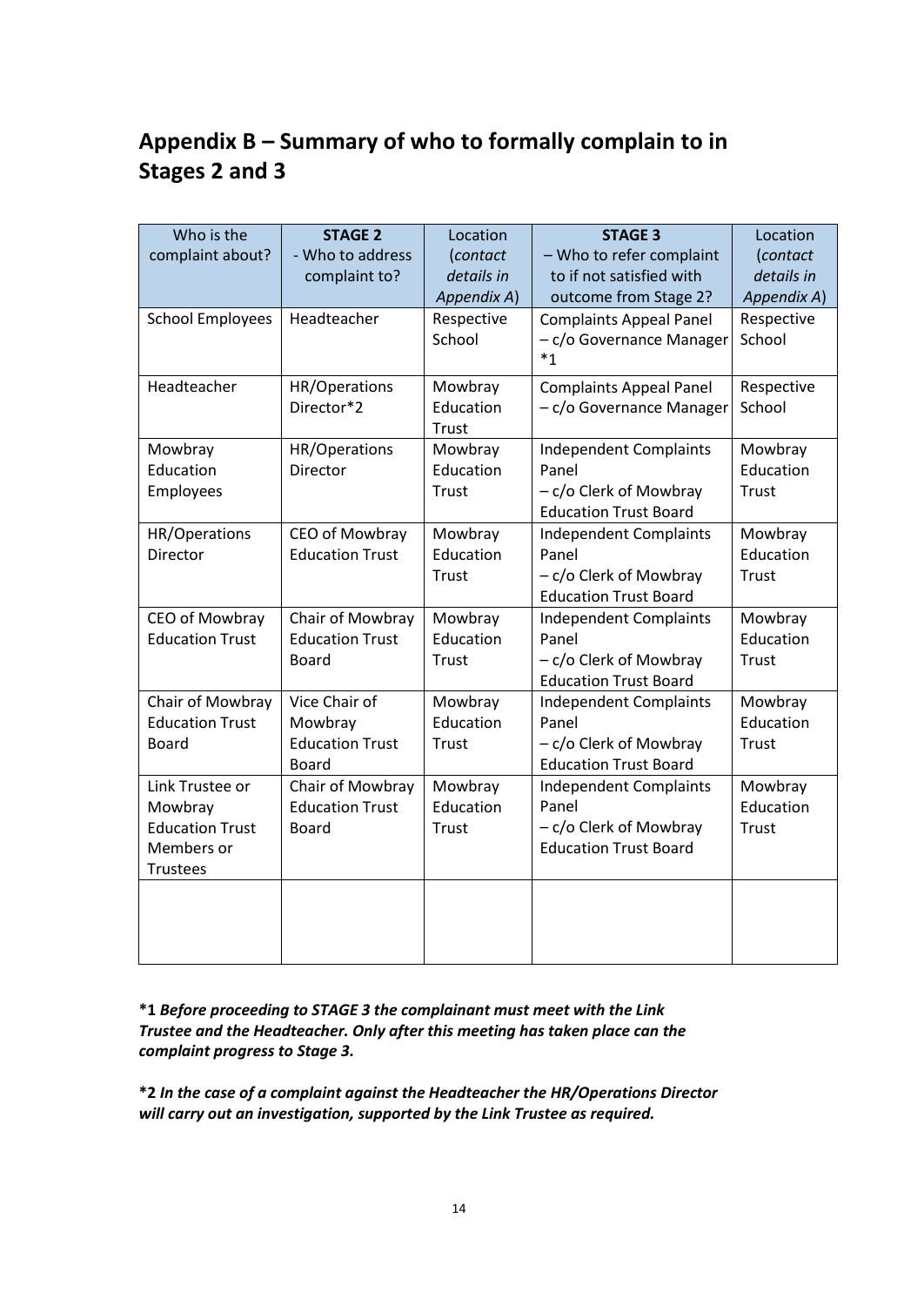## Appendix B – Summary of who to formally complain to in Stages 2 and 3

| Who is the complaint about? | **STAGE 2** - Who to address complaint to? | Location (*contact details in Appendix A*) | **STAGE 3** – Who to refer complaint to if not satisfied with outcome from Stage 2? | Location (*contact details in Appendix A*) |
|---|---|---|---|---|
| School Employees | Headteacher | Respective School | Complaints Appeal Panel – c/o Governance Manager *1 | Respective School |
| Headteacher | HR/Operations Director*2 | Mowbray Education Trust | Complaints Appeal Panel – c/o Governance Manager | Respective School |
| Mowbray Education Employees | HR/Operations Director | Mowbray Education Trust | Independent Complaints Panel – c/o Clerk of Mowbray Education Trust Board | Mowbray Education Trust |
| HR/Operations Director | CEO of Mowbray Education Trust | Mowbray Education Trust | Independent Complaints Panel – c/o Clerk of Mowbray Education Trust Board | Mowbray Education Trust |
| CEO of Mowbray Education Trust | Chair of Mowbray Education Trust Board | Mowbray Education Trust | Independent Complaints Panel – c/o Clerk of Mowbray Education Trust Board | Mowbray Education Trust |
| Chair of Mowbray Education Trust Board | Vice Chair of Mowbray Education Trust Board | Mowbray Education Trust | Independent Complaints Panel – c/o Clerk of Mowbray Education Trust Board | Mowbray Education Trust |
| Link Trustee or Mowbray Education Trust Members or Trustees | Chair of Mowbray Education Trust Board | Mowbray Education Trust | Independent Complaints Panel – c/o Clerk of Mowbray Education Trust Board | Mowbray Education Trust |
| | | | | |

**\*1** ***Before proceeding to STAGE 3 the complainant must meet with the Link Trustee and the Headteacher. Only after this meeting has taken place can the complaint progress to Stage 3.***

**\*2** ***In the case of a complaint against the Headteacher the HR/Operations Director will carry out an investigation, supported by the Link Trustee as required.***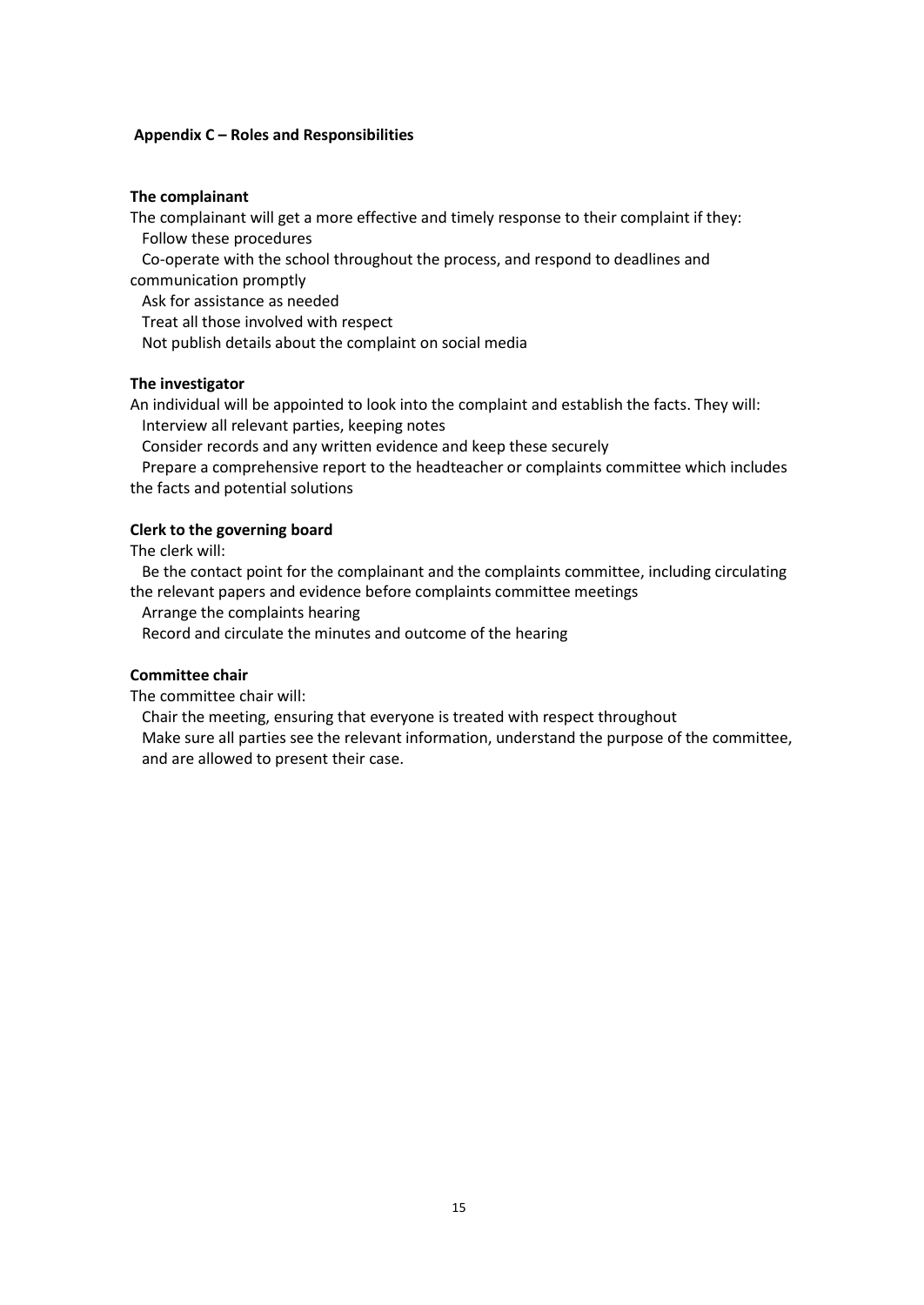**Appendix C – Roles and Responsibilities**

**The complainant**

The complainant will get a more effective and timely response to their complaint if they:

- Follow these procedures
- Co-operate with the school throughout the process, and respond to deadlines and communication promptly
- Ask for assistance as needed
- Treat all those involved with respect
- Not publish details about the complaint on social media

**The investigator**

An individual will be appointed to look into the complaint and establish the facts. They will:

- Interview all relevant parties, keeping notes
- Consider records and any written evidence and keep these securely
- Prepare a comprehensive report to the headteacher or complaints committee which includes the facts and potential solutions

**Clerk to the governing board**

The clerk will:

- Be the contact point for the complainant and the complaints committee, including circulating the relevant papers and evidence before complaints committee meetings
- Arrange the complaints hearing
- Record and circulate the minutes and outcome of the hearing

**Committee chair**

The committee chair will:

- Chair the meeting, ensuring that everyone is treated with respect throughout
- Make sure all parties see the relevant information, understand the purpose of the committee, and are allowed to present their case.